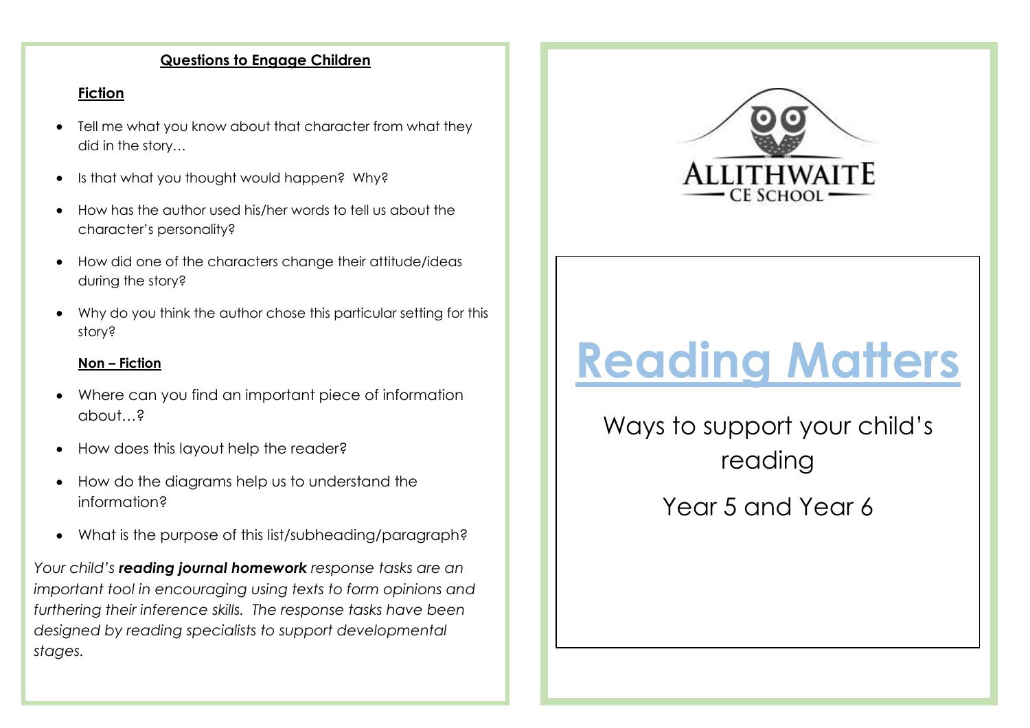## Questions to Engage Children

### Fiction

- Tell me what you know about that character from what they did in the story…
- Is that what you thought would happen? Why?
- How has the author used his/her words to tell us about the character's personality?
- How did one of the characters change their attitude/ideas during the story?
- Why do you think the author chose this particular setting for this story?

### Non – Fiction

- Where can you find an important piece of information about…?
- How does this layout help the reader?
- How do the diagrams help us to understand the information?
- What is the purpose of this list/subheading/paragraph?

*Your child's **reading journal homework** response tasks are an important tool in encouraging using texts to form opinions and furthering their inference skills. The response tasks have been designed by reading specialists to support developmental stages.*

ALLITHWAITE CE SCHOOL

# Reading Matters

Ways to support your child's reading

Year 5 and Year 6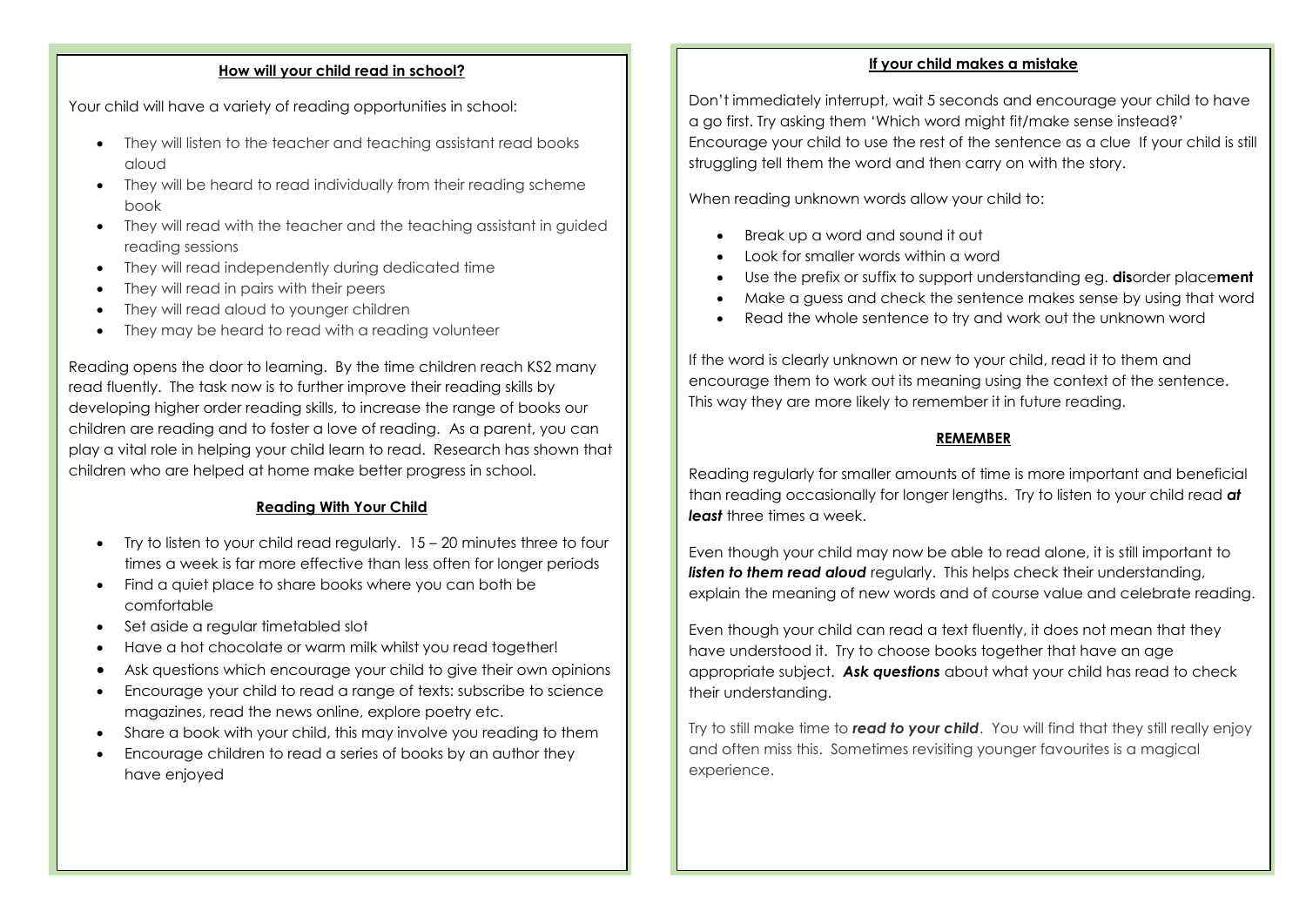## How will your child read in school?

Your child will have a variety of reading opportunities in school:

- They will listen to the teacher and teaching assistant read books aloud
- They will be heard to read individually from their reading scheme book
- They will read with the teacher and the teaching assistant in guided reading sessions
- They will read independently during dedicated time
- They will read in pairs with their peers
- They will read aloud to younger children
- They may be heard to read with a reading volunteer

Reading opens the door to learning. By the time children reach KS2 many read fluently. The task now is to further improve their reading skills by developing higher order reading skills, to increase the range of books our children are reading and to foster a love of reading. As a parent, you can play a vital role in helping your child learn to read. Research has shown that children who are helped at home make better progress in school.

## Reading With Your Child

- Try to listen to your child read regularly. 15 – 20 minutes three to four times a week is far more effective than less often for longer periods
- Find a quiet place to share books where you can both be comfortable
- Set aside a regular timetabled slot
- Have a hot chocolate or warm milk whilst you read together!
- Ask questions which encourage your child to give their own opinions
- Encourage your child to read a range of texts: subscribe to science magazines, read the news online, explore poetry etc.
- Share a book with your child, this may involve you reading to them
- Encourage children to read a series of books by an author they have enjoyed

## If your child makes a mistake

Don't immediately interrupt, wait 5 seconds and encourage your child to have a go first. Try asking them 'Which word might fit/make sense instead?' Encourage your child to use the rest of the sentence as a clue If your child is still struggling tell them the word and then carry on with the story.

When reading unknown words allow your child to:

- Break up a word and sound it out
- Look for smaller words within a word
- Use the prefix or suffix to support understanding eg. **dis**order place**ment**
- Make a guess and check the sentence makes sense by using that word
- Read the whole sentence to try and work out the unknown word

If the word is clearly unknown or new to your child, read it to them and encourage them to work out its meaning using the context of the sentence. This way they are more likely to remember it in future reading.

## REMEMBER

Reading regularly for smaller amounts of time is more important and beneficial than reading occasionally for longer lengths. Try to listen to your child read ***at least*** three times a week.

Even though your child may now be able to read alone, it is still important to ***listen to them read aloud*** regularly. This helps check their understanding, explain the meaning of new words and of course value and celebrate reading.

Even though your child can read a text fluently, it does not mean that they have understood it. Try to choose books together that have an age appropriate subject. ***Ask questions*** about what your child has read to check their understanding.

Try to still make time to ***read to your child***. You will find that they still really enjoy and often miss this. Sometimes revisiting younger favourites is a magical experience.